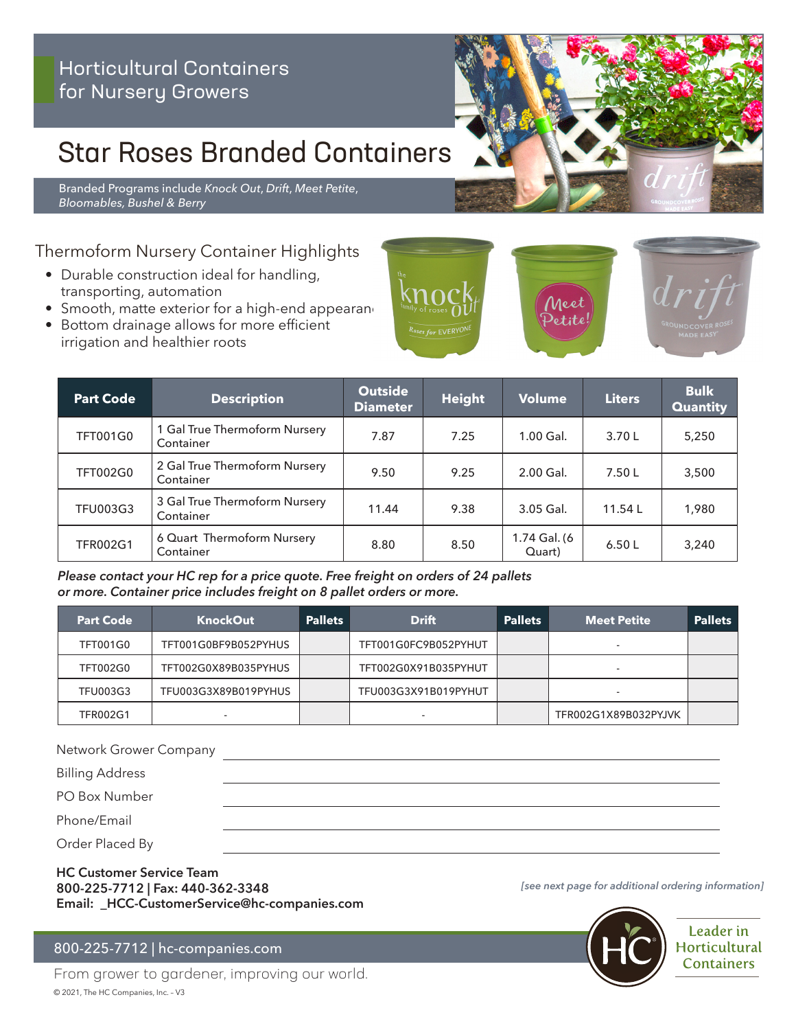Horticultural Containers for Nursery Growers

# Star Roses Branded Containers

Branded Programs include *Knock Out*, *Drift*, *Meet Petite*, *Bloomables*, *Bushel & Berry*

## Thermoform Nursery Container Highlights

- Durable construction ideal for handling, transporting, automation
- Smooth, matte exterior for a high-end appearance
- Bottom drainage allows for more efficient irrigation and healthier roots

| Part Code | Description | Outside Diameter | Height | Volume | Liters | Bulk Quantity |
|---|---|---|---|---|---|---|
| TFT001G0 | 1 Gal True Thermoform Nursery Container | 7.87 | 7.25 | 1.00 Gal. | 3.70 L | 5,250 |
| TFT002G0 | 2 Gal True Thermoform Nursery Container | 9.50 | 9.25 | 2.00 Gal. | 7.50 L | 3,500 |
| TFU003G3 | 3 Gal True Thermoform Nursery Container | 11.44 | 9.38 | 3.05 Gal. | 11.54 L | 1,980 |
| TFR002G1 | 6 Quart Thermoform Nursery Container | 8.80 | 8.50 | 1.74 Gal. (6 Quart) | 6.50 L | 3,240 |

***Please contact your HC rep for a price quote. Free freight on orders of 24 pallets or more. Container price includes freight on 8 pallet orders or more.***

| Part Code | KnockOut | Pallets | Drift | Pallets | Meet Petite | Pallets |
|---|---|---|---|---|---|---|
| TFT001G0 | TFT001G0BF9B052PYHUS | | TFT001G0FC9B052PYHUT | | - | |
| TFT002G0 | TFT002G0X89B035PYHUS | | TFT002G0X91B035PYHUT | | - | |
| TFU003G3 | TFU003G3X89B019PYHUS | | TFU003G3X91B019PYHUT | | - | |
| TFR002G1 | - | | - | | TFR002G1X89B032PYJVK | |

Network Grower Company ______________________

Billing Address ______________________

PO Box Number ______________________

Phone/Email ______________________

Order Placed By ______________________

**HC Customer Service Team**
**800-225-7712 | Fax: 440-362-3348**
**Email: _HCC-CustomerService@hc-companies.com**

*[see next page for additional ordering information]*

800-225-7712 | hc-companies.com

From grower to gardener, improving our world.

Leader in Horticultural Containers

© 2021, The HC Companies, Inc. - V3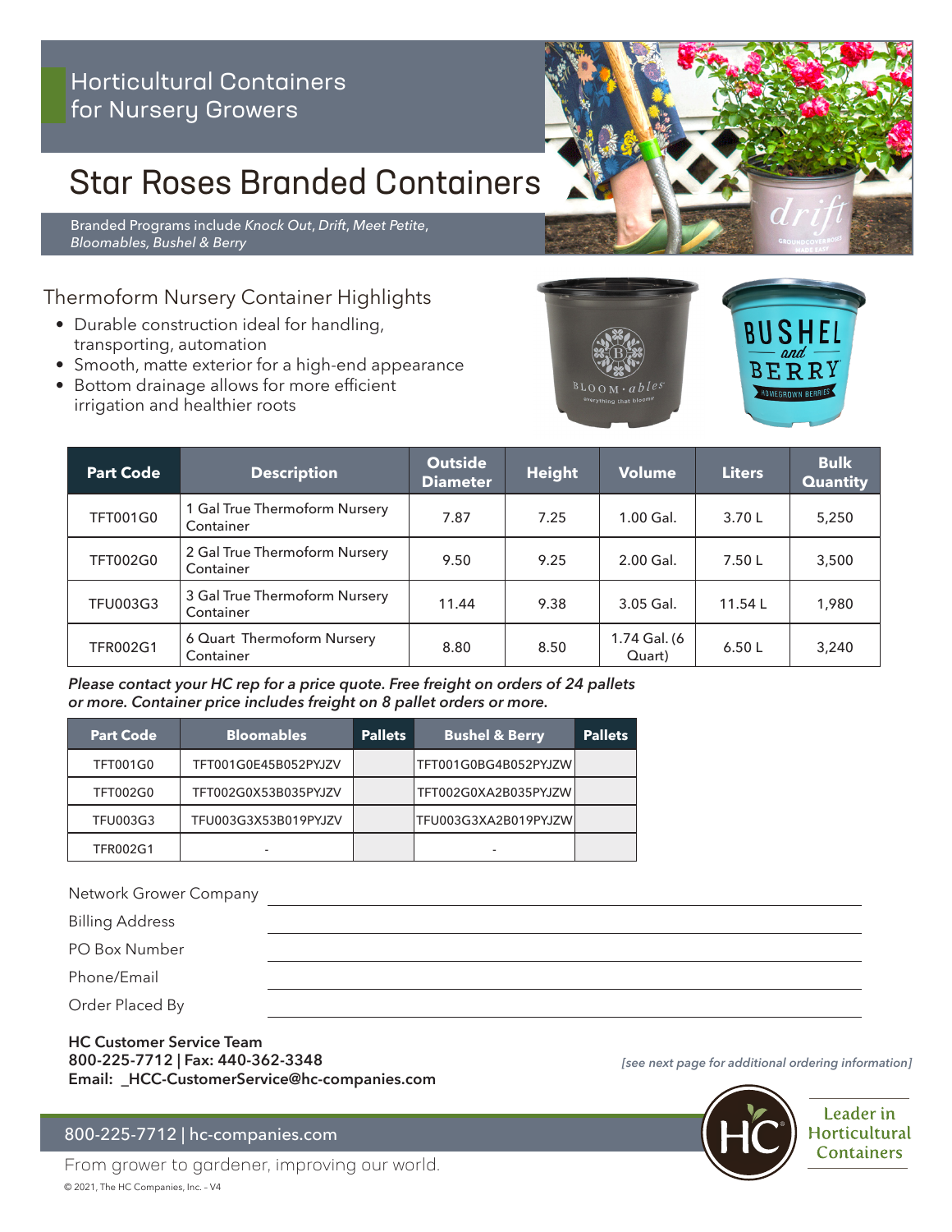Horticultural Containers for Nursery Growers

# Star Roses Branded Containers

Branded Programs include *Knock Out*, *Drift*, *Meet Petite*, *Bloomables*, *Bushel & Berry*

## Thermoform Nursery Container Highlights

- Durable construction ideal for handling, transporting, automation
- Smooth, matte exterior for a high-end appearance
- Bottom drainage allows for more efficient irrigation and healthier roots

| Part Code | Description | Outside Diameter | Height | Volume | Liters | Bulk Quantity |
|---|---|---|---|---|---|---|
| TFT001G0 | 1 Gal True Thermoform Nursery Container | 7.87 | 7.25 | 1.00 Gal. | 3.70 L | 5,250 |
| TFT002G0 | 2 Gal True Thermoform Nursery Container | 9.50 | 9.25 | 2.00 Gal. | 7.50 L | 3,500 |
| TFU003G3 | 3 Gal True Thermoform Nursery Container | 11.44 | 9.38 | 3.05 Gal. | 11.54 L | 1,980 |
| TFR002G1 | 6 Quart Thermoform Nursery Container | 8.80 | 8.50 | 1.74 Gal. (6 Quart) | 6.50 L | 3,240 |

***Please contact your HC rep for a price quote. Free freight on orders of 24 pallets or more. Container price includes freight on 8 pallet orders or more.***

| Part Code | Bloomables | Pallets | Bushel & Berry | Pallets |
|---|---|---|---|---|
| TFT001G0 | TFT001G0E45B052PYJZV | | TFT001G0BG4B052PYJZW | |
| TFT002G0 | TFT002G0X53B035PYJZV | | TFT002G0XA2B035PYJZW | |
| TFU003G3 | TFU003G3X53B019PYJZV | | TFU003G3XA2B019PYJZW | |
| TFR002G1 | - | | - | |

Network Grower Company \_\_\_\_\_\_\_\_\_\_\_\_\_\_\_\_

Billing Address \_\_\_\_\_\_\_\_\_\_\_\_\_\_\_\_

PO Box Number \_\_\_\_\_\_\_\_\_\_\_\_\_\_\_\_

Phone/Email \_\_\_\_\_\_\_\_\_\_\_\_\_\_\_\_

Order Placed By \_\_\_\_\_\_\_\_\_\_\_\_\_\_\_\_

**HC Customer Service Team**
**800-225-7712 | Fax: 440-362-3348**
**Email: _HCC-CustomerService@hc-companies.com**

*[see next page for additional ordering information]*

800-225-7712 | hc-companies.com

From grower to gardener, improving our world.

Leader in Horticultural Containers

© 2021, The HC Companies, Inc. - V4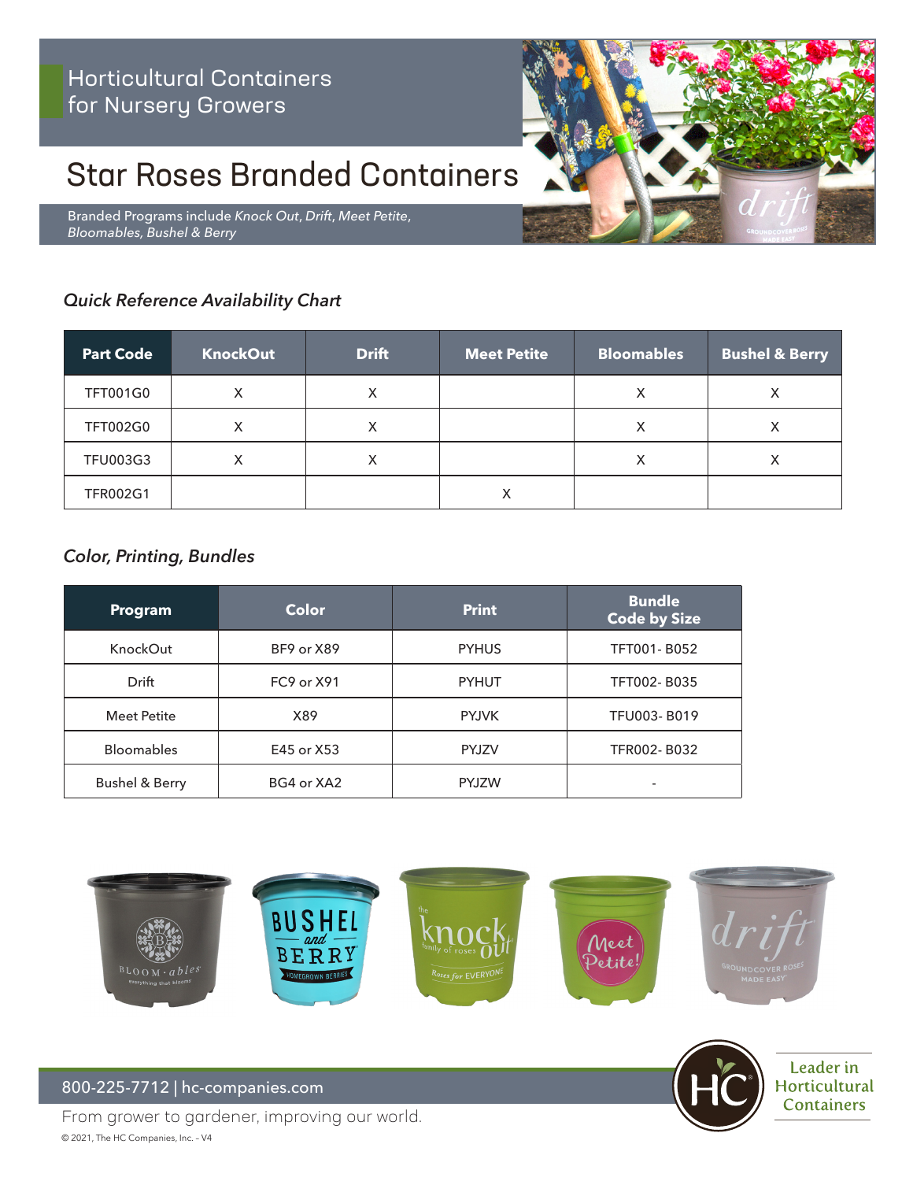Horticultural Containers for Nursery Growers

# Star Roses Branded Containers

Branded Programs include *Knock Out*, *Drift*, *Meet Petite*, *Bloomables*, *Bushel & Berry*

### *Quick Reference Availability Chart*

| Part Code | KnockOut | Drift | Meet Petite | Bloomables | Bushel & Berry |
|---|---|---|---|---|---|
| TFT001G0 | X | X | | X | X |
| TFT002G0 | X | X | | X | X |
| TFU003G3 | X | X | | X | X |
| TFR002G1 | | | X | | |

### *Color, Printing, Bundles*

| Program | Color | Print | Bundle Code by Size |
|---|---|---|---|
| KnockOut | BF9 or X89 | PYHUS | TFT001- B052 |
| Drift | FC9 or X91 | PYHUT | TFT002- B035 |
| Meet Petite | X89 | PYJVK | TFU003- B019 |
| Bloomables | E45 or X53 | PYJZV | TFR002- B032 |
| Bushel & Berry | BG4 or XA2 | PYJZW | - |

800-225-7712 | hc-companies.com

From grower to gardener, improving our world.

Leader in Horticultural Containers

© 2021, The HC Companies, Inc. - V4